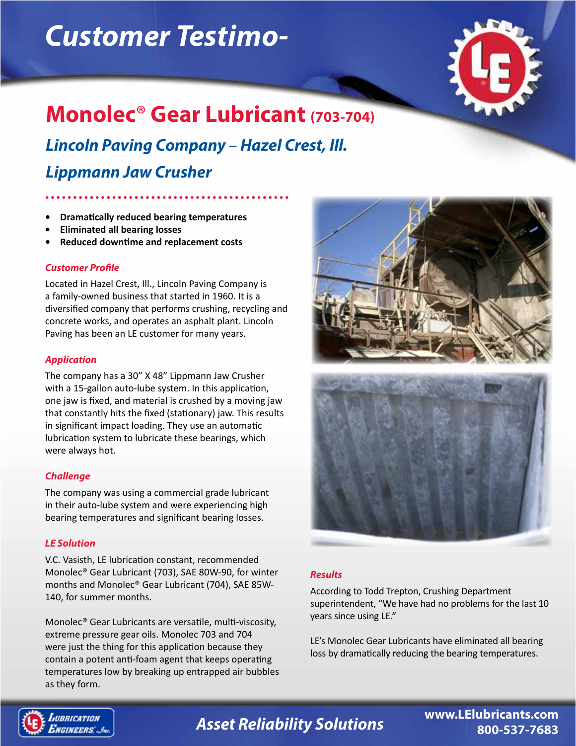# Customer Testimo-

## Monolec® Gear Lubricant (703-704)

### *Lincoln Paving Company – Hazel Crest, Ill.*

### *Lippmann Jaw Crusher*

- **Dramatically reduced bearing temperatures**
- **Eliminated all bearing losses**
- **Reduced downtime and replacement costs**

#### *Customer Profile*

Located in Hazel Crest, Ill., Lincoln Paving Company is a family-owned business that started in 1960. It is a diversified company that performs crushing, recycling and concrete works, and operates an asphalt plant. Lincoln Paving has been an LE customer for many years.

#### *Application*

The company has a 30" X 48" Lippmann Jaw Crusher with a 15-gallon auto-lube system. In this application, one jaw is fixed, and material is crushed by a moving jaw that constantly hits the fixed (stationary) jaw. This results in significant impact loading. They use an automatic lubrication system to lubricate these bearings, which were always hot.

#### *Challenge*

The company was using a commercial grade lubricant in their auto-lube system and were experiencing high bearing temperatures and significant bearing losses.

#### *LE Solution*

V.C. Vasisth, LE lubrication constant, recommended Monolec® Gear Lubricant (703), SAE 80W-90, for winter months and Monolec® Gear Lubricant (704), SAE 85W-140, for summer months.

Monolec® Gear Lubricants are versatile, multi-viscosity, extreme pressure gear oils. Monolec 703 and 704 were just the thing for this application because they contain a potent anti-foam agent that keeps operating temperatures low by breaking up entrapped air bubbles as they form.

#### *Results*

According to Todd Trepton, Crushing Department superintendent, "We have had no problems for the last 10 years since using LE."

LE's Monolec Gear Lubricants have eliminated all bearing loss by dramatically reducing the bearing temperatures.

*Asset Reliability Solutions*

**www.LElubricants.com**
**800-537-7683**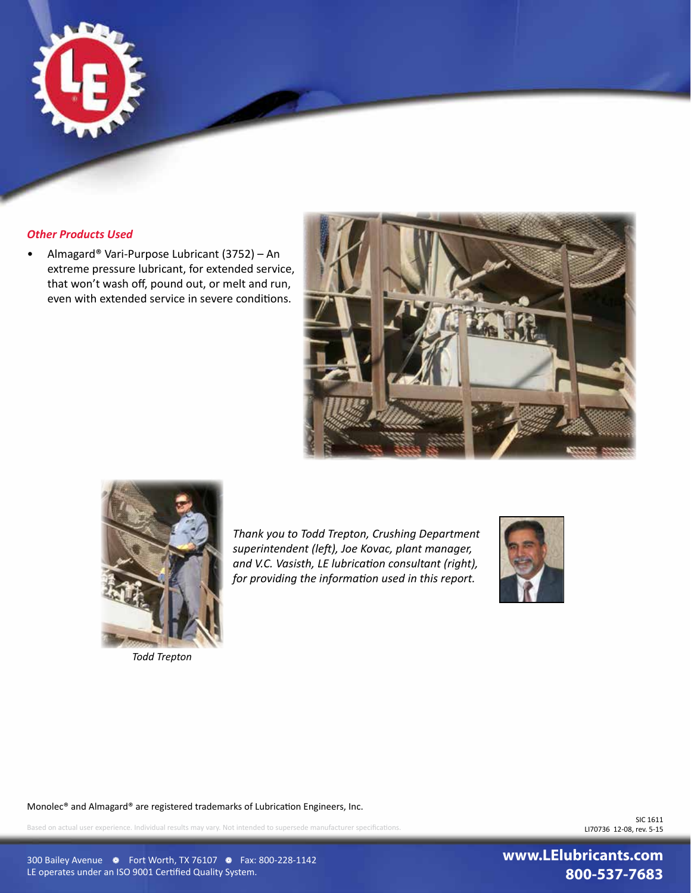### *Other Products Used*

- Almagard® Vari-Purpose Lubricant (3752) – An extreme pressure lubricant, for extended service, that won't wash off, pound out, or melt and run, even with extended service in severe conditions.

*Thank you to Todd Trepton, Crushing Department superintendent (left), Joe Kovac, plant manager, and V.C. Vasisth, LE lubrication consultant (right), for providing the information used in this report.*

*Todd Trepton*

Monolec® and Almagard® are registered trademarks of Lubrication Engineers, Inc.

Based on actual user experience. Individual results may vary. Not intended to supersede manufacturer specifications.

SIC 1611
LI70736 12-08, rev. 5-15

300 Bailey Avenue • Fort Worth, TX 76107 • Fax: 800-228-1142
LE operates under an ISO 9001 Certified Quality System.

**www.LElubricants.com**
**800-537-7683**